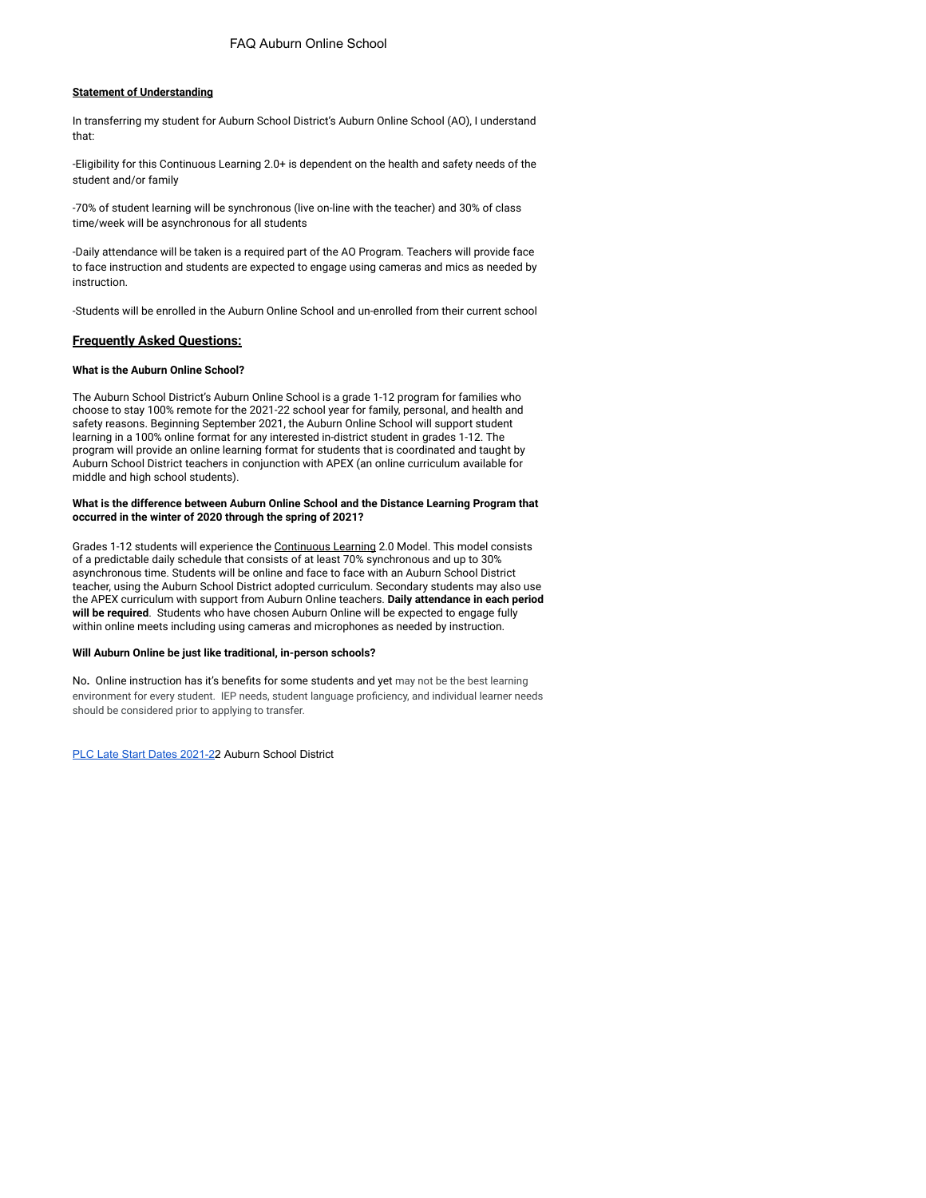# FAQ Auburn Online School

**Statement of Understanding**

In transferring my student for Auburn School District's Auburn Online School (AO), I understand that:

-Eligibility for this Continuous Learning 2.0+ is dependent on the health and safety needs of the student and/or family

-70% of student learning will be synchronous (live on-line with the teacher) and 30% of class time/week will be asynchronous for all students

-Daily attendance will be taken is a required part of the AO Program. Teachers will provide face to face instruction and students are expected to engage using cameras and mics as needed by instruction.

-Students will be enrolled in the Auburn Online School and un-enrolled from their current school

## Frequently Asked Questions:

**What is the Auburn Online School?**

The Auburn School District's Auburn Online School is a grade 1-12 program for families who choose to stay 100% remote for the 2021-22 school year for family, personal, and health and safety reasons. Beginning September 2021, the Auburn Online School will support student learning in a 100% online format for any interested in-district student in grades 1-12. The program will provide an online learning format for students that is coordinated and taught by Auburn School District teachers in conjunction with APEX (an online curriculum available for middle and high school students).

**What is the difference between Auburn Online School and the Distance Learning Program that occurred in the winter of 2020 through the spring of 2021?**

Grades 1-12 students will experience the Continuous Learning 2.0 Model. This model consists of a predictable daily schedule that consists of at least 70% synchronous and up to 30% asynchronous time. Students will be online and face to face with an Auburn School District teacher, using the Auburn School District adopted curriculum. Secondary students may also use the APEX curriculum with support from Auburn Online teachers. **Daily attendance in each period will be required**. Students who have chosen Auburn Online will be expected to engage fully within online meets including using cameras and microphones as needed by instruction.

**Will Auburn Online be just like traditional, in-person schools?**

No. Online instruction has it's benefits for some students and yet may not be the best learning environment for every student. IEP needs, student language proficiency, and individual learner needs should be considered prior to applying to transfer.

PLC Late Start Dates 2021-22 Auburn School District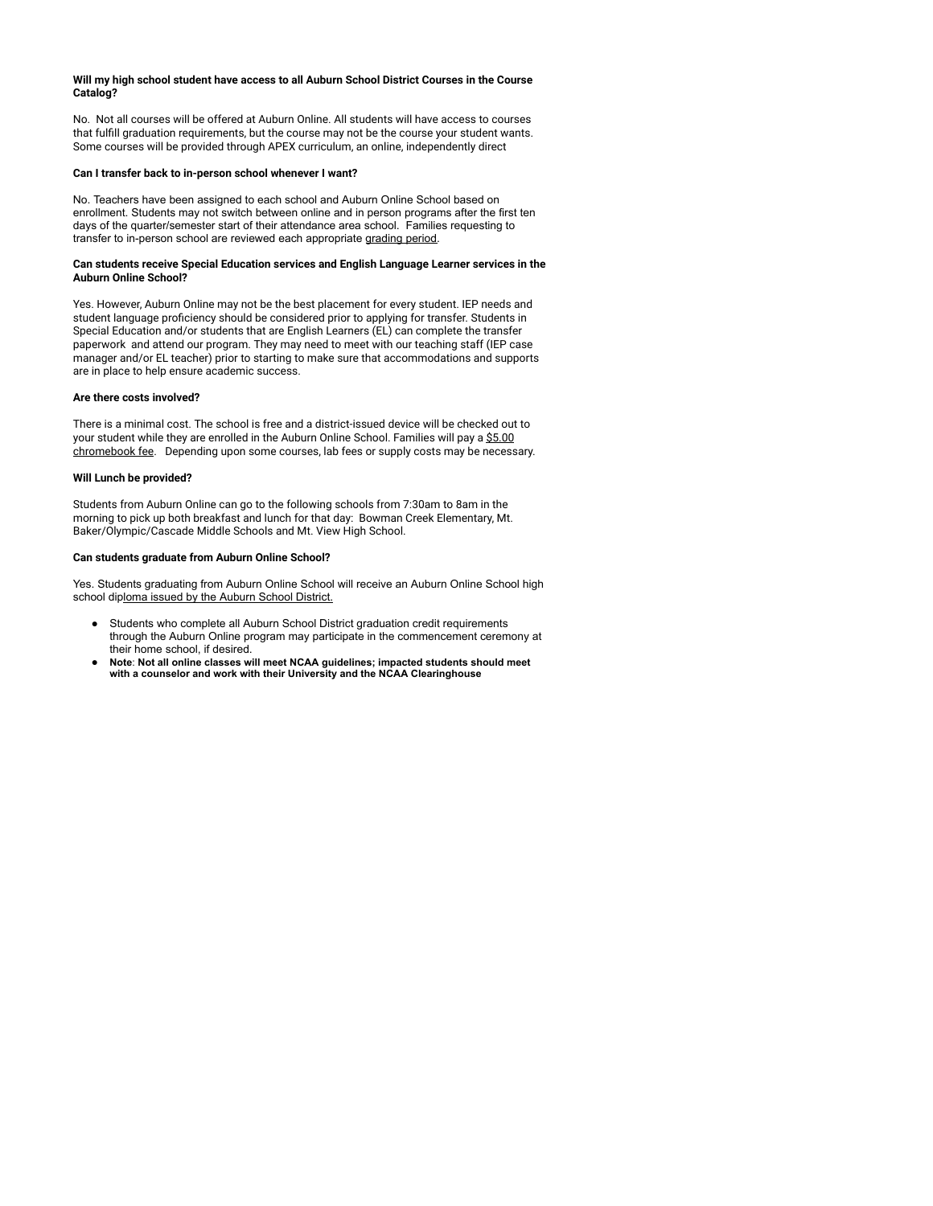**Will my high school student have access to all Auburn School District Courses in the Course Catalog?**

No.  Not all courses will be offered at Auburn Online. All students will have access to courses that fulfill graduation requirements, but the course may not be the course your student wants. Some courses will be provided through APEX curriculum, an online, independently direct

**Can I transfer back to in-person school whenever I want?**

No. Teachers have been assigned to each school and Auburn Online School based on enrollment. Students may not switch between online and in person programs after the first ten days of the quarter/semester start of their attendance area school.  Families requesting to transfer to in-person school are reviewed each appropriate grading period.

**Can students receive Special Education services and English Language Learner services in the Auburn Online School?**

Yes. However, Auburn Online may not be the best placement for every student. IEP needs and student language proficiency should be considered prior to applying for transfer. Students in Special Education and/or students that are English Learners (EL) can complete the transfer paperwork  and attend our program. They may need to meet with our teaching staff (IEP case manager and/or EL teacher) prior to starting to make sure that accommodations and supports are in place to help ensure academic success.

**Are there costs involved?**

There is a minimal cost. The school is free and a district-issued device will be checked out to your student while they are enrolled in the Auburn Online School. Families will pay a $5.00 chromebook fee.   Depending upon some courses, lab fees or supply costs may be necessary.

**Will Lunch be provided?**

Students from Auburn Online can go to the following schools from 7:30am to 8am in the morning to pick up both breakfast and lunch for that day:  Bowman Creek Elementary, Mt. Baker/Olympic/Cascade Middle Schools and Mt. View High School.

**Can students graduate from Auburn Online School?**

Yes. Students graduating from Auburn Online School will receive an Auburn Online School high school diploma issued by the Auburn School District.

- Students who complete all Auburn School District graduation credit requirements through the Auburn Online program may participate in the commencement ceremony at their home school, if desired.
- **Note**: **Not all online classes will meet NCAA guidelines; impacted students should meet with a counselor and work with their University and the NCAA Clearinghouse**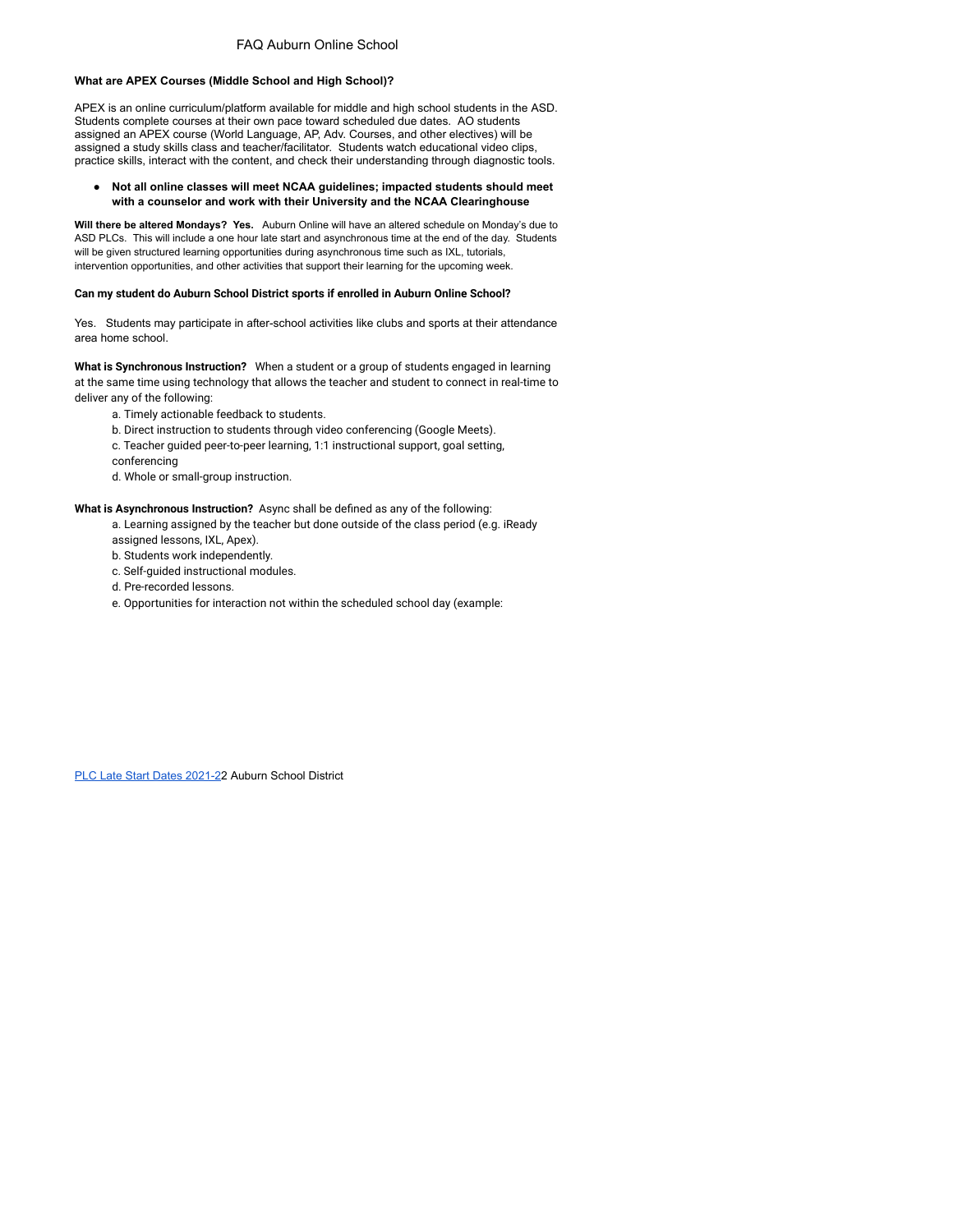# FAQ Auburn Online School

**What are APEX Courses (Middle School and High School)?**

APEX is an online curriculum/platform available for middle and high school students in the ASD. Students complete courses at their own pace toward scheduled due dates. AO students assigned an APEX course (World Language, AP, Adv. Courses, and other electives) will be assigned a study skills class and teacher/facilitator. Students watch educational video clips, practice skills, interact with the content, and check their understanding through diagnostic tools.

- **Not all online classes will meet NCAA guidelines; impacted students should meet with a counselor and work with their University and the NCAA Clearinghouse**

**Will there be altered Mondays? Yes.** Auburn Online will have an altered schedule on Monday's due to ASD PLCs. This will include a one hour late start and asynchronous time at the end of the day. Students will be given structured learning opportunities during asynchronous time such as IXL, tutorials, intervention opportunities, and other activities that support their learning for the upcoming week.

**Can my student do Auburn School District sports if enrolled in Auburn Online School?**

Yes. Students may participate in after-school activities like clubs and sports at their attendance area home school.

**What is Synchronous Instruction?** When a student or a group of students engaged in learning at the same time using technology that allows the teacher and student to connect in real-time to deliver any of the following:

a. Timely actionable feedback to students.
b. Direct instruction to students through video conferencing (Google Meets).
c. Teacher guided peer-to-peer learning, 1:1 instructional support, goal setting, conferencing
d. Whole or small-group instruction.

**What is Asynchronous Instruction?** Async shall be defined as any of the following:

a. Learning assigned by the teacher but done outside of the class period (e.g. iReady assigned lessons, IXL, Apex).
b. Students work independently.
c. Self-guided instructional modules.
d. Pre-recorded lessons.
e. Opportunities for interaction not within the scheduled school day (example:

[PLC Late Start Dates 2021-22](#) Auburn School District